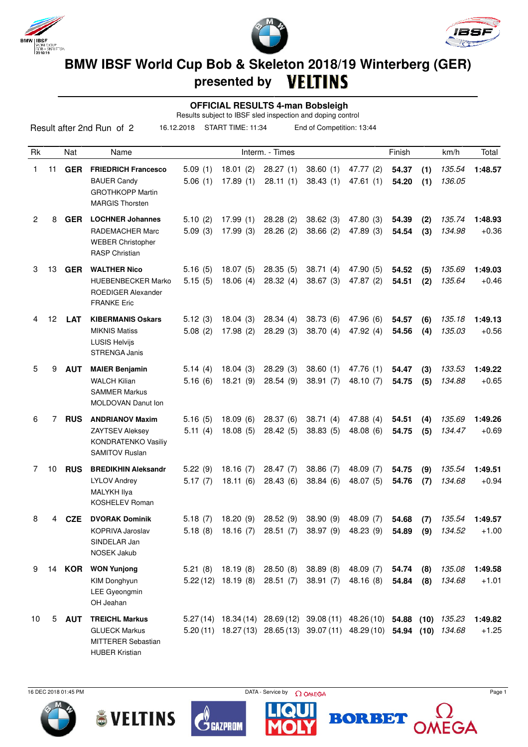# BMW IBSF World Cup Bob & Skeleton 2018/19 Winterberg (GER)

## presented by VELTINS

### OFFICIAL RESULTS 4-man Bobsleigh

Results subject to IBSF sled inspection and doping control

Result after 2nd Run of 2 | 16.12.2018 | START TIME: 11:34 | End of Competition: 13:44

| Rk | | Nat | Name | Interm. - Times | | | | | Finish | | km/h | Total |
|---|---|---|---|---|---|---|---|---|---|---|---|---|
| 1 | 11 | **GER** | **FRIEDRICH Francesco** | 5.09 (1) | 18.01 (2) | 28.27 (1) | 38.60 (1) | 47.77 (2) | **54.37** | **(1)** | *135.54* | **1:48.57** |
| | | | BAUER Candy | 5.06 (1) | 17.89 (1) | 28.11 (1) | 38.43 (1) | 47.61 (1) | **54.20** | **(1)** | *136.05* | |
| | | | GROTHKOPP Martin | | | | | | | | | |
| | | | MARGIS Thorsten | | | | | | | | | |
| 2 | 8 | **GER** | **LOCHNER Johannes** | 5.10 (2) | 17.99 (1) | 28.28 (2) | 38.62 (3) | 47.80 (3) | **54.39** | **(2)** | *135.74* | **1:48.93** |
| | | | RADEMACHER Marc | 5.09 (3) | 17.99 (3) | 28.26 (2) | 38.66 (2) | 47.89 (3) | **54.54** | **(3)** | *134.98* | +0.36 |
| | | | WEBER Christopher | | | | | | | | | |
| | | | RASP Christian | | | | | | | | | |
| 3 | 13 | **GER** | **WALTHER Nico** | 5.16 (5) | 18.07 (5) | 28.35 (5) | 38.71 (4) | 47.90 (5) | **54.52** | **(5)** | *135.69* | **1:49.03** |
| | | | HUEBENBECKER Marko | 5.15 (5) | 18.06 (4) | 28.32 (4) | 38.67 (3) | 47.87 (2) | **54.51** | **(2)** | *135.64* | +0.46 |
| | | | ROEDIGER Alexander | | | | | | | | | |
| | | | FRANKE Eric | | | | | | | | | |
| 4 | 12 | **LAT** | **KIBERMANIS Oskars** | 5.12 (3) | 18.04 (3) | 28.34 (4) | 38.73 (6) | 47.96 (6) | **54.57** | **(6)** | *135.18* | **1:49.13** |
| | | | MIKNIS Matiss | 5.08 (2) | 17.98 (2) | 28.29 (3) | 38.70 (4) | 47.92 (4) | **54.56** | **(4)** | *135.03* | +0.56 |
| | | | LUSIS Helvijs | | | | | | | | | |
| | | | STRENGA Janis | | | | | | | | | |
| 5 | 9 | **AUT** | **MAIER Benjamin** | 5.14 (4) | 18.04 (3) | 28.29 (3) | 38.60 (1) | 47.76 (1) | **54.47** | **(3)** | *133.53* | **1:49.22** |
| | | | WALCH Kilian | 5.16 (6) | 18.21 (9) | 28.54 (9) | 38.91 (7) | 48.10 (7) | **54.75** | **(5)** | *134.88* | +0.65 |
| | | | SAMMER Markus | | | | | | | | | |
| | | | MOLDOVAN Danut Ion | | | | | | | | | |
| 6 | 7 | **RUS** | **ANDRIANOV Maxim** | 5.16 (5) | 18.09 (6) | 28.37 (6) | 38.71 (4) | 47.88 (4) | **54.51** | **(4)** | *135.69* | **1:49.26** |
| | | | ZAYTSEV Aleksey | 5.11 (4) | 18.08 (5) | 28.42 (5) | 38.83 (5) | 48.08 (6) | **54.75** | **(5)** | *134.47* | +0.69 |
| | | | KONDRATENKO Vasiliy | | | | | | | | | |
| | | | SAMITOV Ruslan | | | | | | | | | |
| 7 | 10 | **RUS** | **BREDIKHIN Aleksandr** | 5.22 (9) | 18.16 (7) | 28.47 (7) | 38.86 (7) | 48.09 (7) | **54.75** | **(9)** | *135.54* | **1:49.51** |
| | | | LYLOV Andrey | 5.17 (7) | 18.11 (6) | 28.43 (6) | 38.84 (6) | 48.07 (5) | **54.76** | **(7)** | *134.68* | +0.94 |
| | | | MALYKH Ilya | | | | | | | | | |
| | | | KOSHELEV Roman | | | | | | | | | |
| 8 | 4 | **CZE** | **DVORAK Dominik** | 5.18 (7) | 18.20 (9) | 28.52 (9) | 38.90 (9) | 48.09 (7) | **54.68** | **(7)** | *135.54* | **1:49.57** |
| | | | KOPRIVA Jaroslav | 5.18 (8) | 18.16 (7) | 28.51 (7) | 38.97 (9) | 48.23 (9) | **54.89** | **(9)** | *134.52* | +1.00 |
| | | | SINDELAR Jan | | | | | | | | | |
| | | | NOSEK Jakub | | | | | | | | | |
| 9 | 14 | **KOR** | **WON Yunjong** | 5.21 (8) | 18.19 (8) | 28.50 (8) | 38.89 (8) | 48.09 (7) | **54.74** | **(8)** | *135.08* | **1:49.58** |
| | | | KIM Donghyun | 5.22 (12) | 18.19 (8) | 28.51 (7) | 38.91 (7) | 48.16 (8) | **54.84** | **(8)** | *134.68* | +1.01 |
| | | | LEE Gyeongmin | | | | | | | | | |
| | | | OH Jeahan | | | | | | | | | |
| 10 | 5 | **AUT** | **TREICHL Markus** | 5.27 (14) | 18.34 (14) | 28.69 (12) | 39.08 (11) | 48.26 (10) | **54.88** | **(10)** | *135.23* | **1:49.82** |
| | | | GLUECK Markus | 5.20 (11) | 18.27 (13) | 28.65 (13) | 39.07 (11) | 48.29 (10) | **54.94** | **(10)** | *134.68* | +1.25 |
| | | | MITTERER Sebastian | | | | | | | | | |
| | | | HUBER Kristian | | | | | | | | | |

16 DEC 2018 01:45 PM — DATA - Service by OMEGA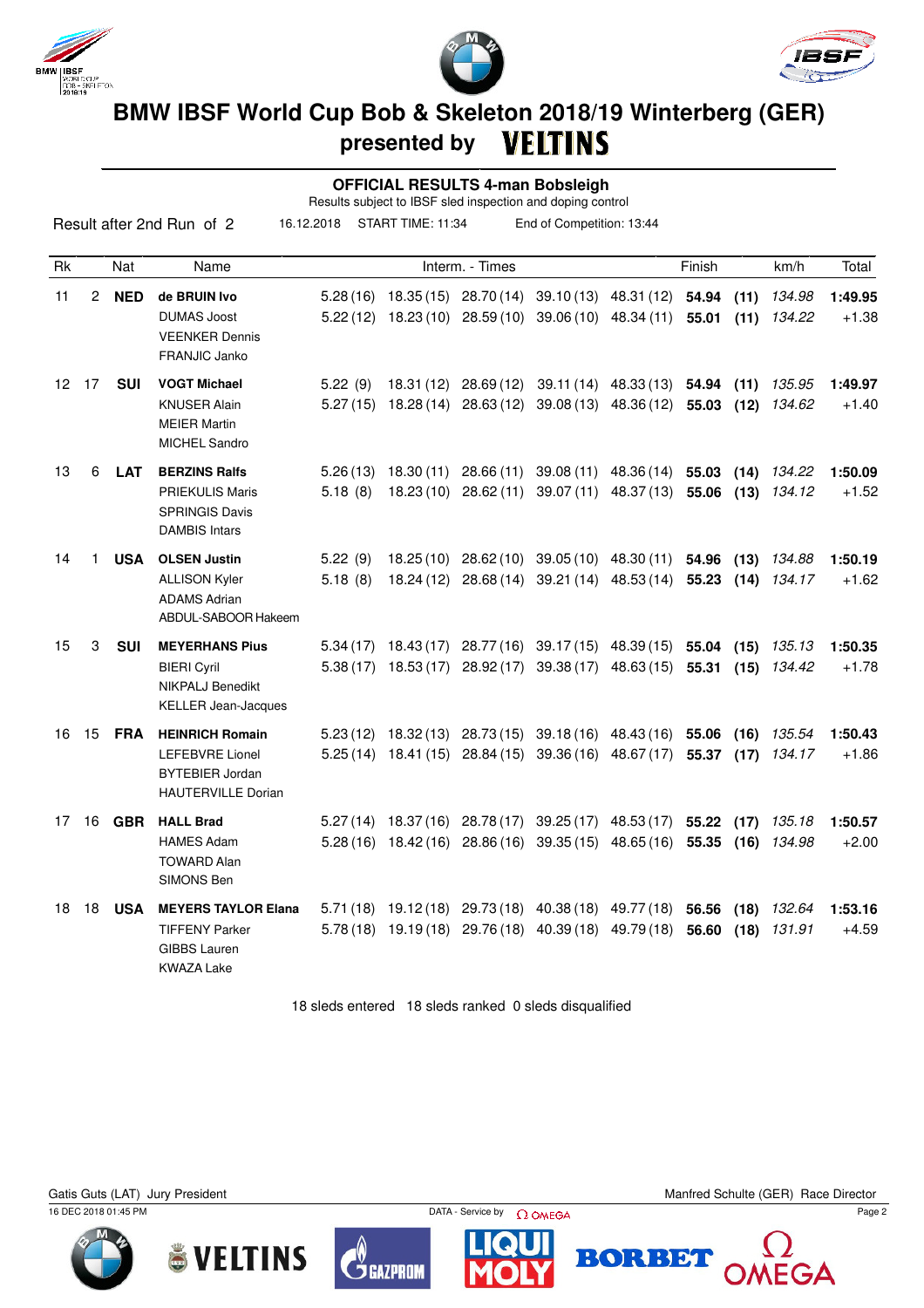# BMW IBSF World Cup Bob & Skeleton 2018/19 Winterberg (GER)

## presented by VELTINS

### OFFICIAL RESULTS 4-man Bobsleigh

Results subject to IBSF sled inspection and doping control

Result after 2nd Run of 2 16.12.2018 START TIME: 11:34 End of Competition: 13:44

| Rk | | Nat | Name | Interm. - Times | | | | | Finish | | km/h | Total |
|---|---|---|---|---|---|---|---|---|---|---|---|---|
| 11 | 2 | **NED** | **de BRUIN Ivo** | 5.28 (16) | 18.35 (15) | 28.70 (14) | 39.10 (13) | 48.31 (12) | **54.94** | **(11)** | *134.98* | **1:49.95** |
| | | | DUMAS Joost | 5.22 (12) | 18.23 (10) | 28.59 (10) | 39.06 (10) | 48.34 (11) | **55.01** | **(11)** | *134.22* | +1.38 |
| | | | VEENKER Dennis | | | | | | | | | |
| | | | FRANJIC Janko | | | | | | | | | |
| 12 | 17 | **SUI** | **VOGT Michael** | 5.22 (9) | 18.31 (12) | 28.69 (12) | 39.11 (14) | 48.33 (13) | **54.94** | **(11)** | *135.95* | **1:49.97** |
| | | | KNUSER Alain | 5.27 (15) | 18.28 (14) | 28.63 (12) | 39.08 (13) | 48.36 (12) | **55.03** | **(12)** | *134.62* | +1.40 |
| | | | MEIER Martin | | | | | | | | | |
| | | | MICHEL Sandro | | | | | | | | | |
| 13 | 6 | **LAT** | **BERZINS Ralfs** | 5.26 (13) | 18.30 (11) | 28.66 (11) | 39.08 (11) | 48.36 (14) | **55.03** | **(14)** | *134.22* | **1:50.09** |
| | | | PRIEKULIS Maris | 5.18 (8) | 18.23 (10) | 28.62 (11) | 39.07 (11) | 48.37 (13) | **55.06** | **(13)** | *134.12* | +1.52 |
| | | | SPRINGIS Davis | | | | | | | | | |
| | | | DAMBIS Intars | | | | | | | | | |
| 14 | 1 | **USA** | **OLSEN Justin** | 5.22 (9) | 18.25 (10) | 28.62 (10) | 39.05 (10) | 48.30 (11) | **54.96** | **(13)** | *134.88* | **1:50.19** |
| | | | ALLISON Kyler | 5.18 (8) | 18.24 (12) | 28.68 (14) | 39.21 (14) | 48.53 (14) | **55.23** | **(14)** | *134.17* | +1.62 |
| | | | ADAMS Adrian | | | | | | | | | |
| | | | ABDUL-SABOOR Hakeem | | | | | | | | | |
| 15 | 3 | **SUI** | **MEYERHANS Pius** | 5.34 (17) | 18.43 (17) | 28.77 (16) | 39.17 (15) | 48.39 (15) | **55.04** | **(15)** | *135.13* | **1:50.35** |
| | | | BIERI Cyril | 5.38 (17) | 18.53 (17) | 28.92 (17) | 39.38 (17) | 48.63 (15) | **55.31** | **(15)** | *134.42* | +1.78 |
| | | | NIKPALJ Benedikt | | | | | | | | | |
| | | | KELLER Jean-Jacques | | | | | | | | | |
| 16 | 15 | **FRA** | **HEINRICH Romain** | 5.23 (12) | 18.32 (13) | 28.73 (15) | 39.18 (16) | 48.43 (16) | **55.06** | **(16)** | *135.54* | **1:50.43** |
| | | | LEFEBVRE Lionel | 5.25 (14) | 18.41 (15) | 28.84 (15) | 39.36 (16) | 48.67 (17) | **55.37** | **(17)** | *134.17* | +1.86 |
| | | | BYTEBIER Jordan | | | | | | | | | |
| | | | HAUTERVILLE Dorian | | | | | | | | | |
| 17 | 16 | **GBR** | **HALL Brad** | 5.27 (14) | 18.37 (16) | 28.78 (17) | 39.25 (17) | 48.53 (17) | **55.22** | **(17)** | *135.18* | **1:50.57** |
| | | | HAMES Adam | 5.28 (16) | 18.42 (16) | 28.86 (16) | 39.35 (15) | 48.65 (16) | **55.35** | **(16)** | *134.98* | +2.00 |
| | | | TOWARD Alan | | | | | | | | | |
| | | | SIMONS Ben | | | | | | | | | |
| 18 | 18 | **USA** | **MEYERS TAYLOR Elana** | 5.71 (18) | 19.12 (18) | 29.73 (18) | 40.38 (18) | 49.77 (18) | **56.56** | **(18)** | *132.64* | **1:53.16** |
| | | | TIFFENY Parker | 5.78 (18) | 19.19 (18) | 29.76 (18) | 40.39 (18) | 49.79 (18) | **56.60** | **(18)** | *131.91* | +4.59 |
| | | | GIBBS Lauren | | | | | | | | | |
| | | | KWAZA Lake | | | | | | | | | |

18 sleds entered 18 sleds ranked 0 sleds disqualified

Gatis Guts (LAT) Jury President — Manfred Schulte (GER) Race Director

16 DEC 2018 01:45 PM — DATA - Service by OMEGA